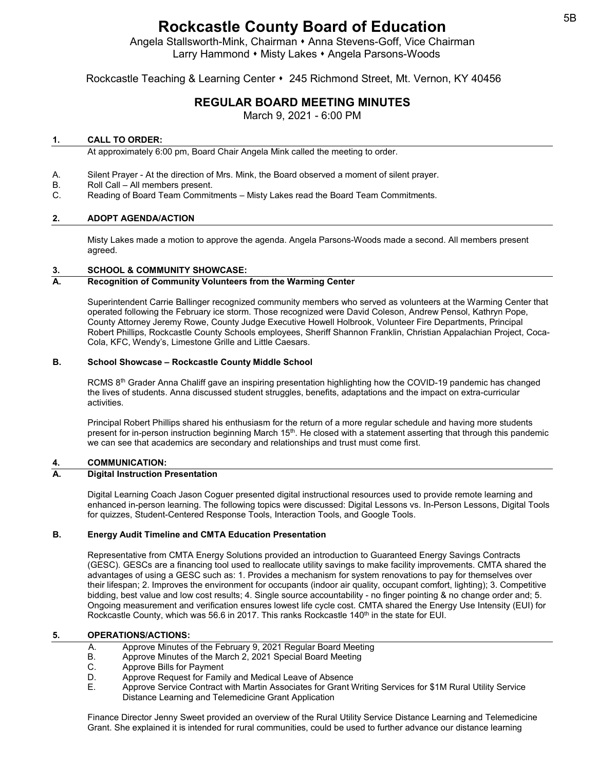# Rockcastle County Board of Education

Angela Stallsworth-Mink, Chairman • Anna Stevens-Goff, Vice Chairman
Larry Hammond • Misty Lakes • Angela Parsons-Woods

Rockcastle Teaching & Learning Center • 245 Richmond Street, Mt. Vernon, KY 40456

## REGULAR BOARD MEETING MINUTES

March 9, 2021 - 6:00 PM

### 1. CALL TO ORDER:

At approximately 6:00 pm, Board Chair Angela Mink called the meeting to order.

A. Silent Prayer - At the direction of Mrs. Mink, the Board observed a moment of silent prayer.
B. Roll Call – All members present.
C. Reading of Board Team Commitments – Misty Lakes read the Board Team Commitments.

### 2. ADOPT AGENDA/ACTION

Misty Lakes made a motion to approve the agenda. Angela Parsons-Woods made a second. All members present agreed.

### 3. SCHOOL & COMMUNITY SHOWCASE:

#### A. Recognition of Community Volunteers from the Warming Center

Superintendent Carrie Ballinger recognized community members who served as volunteers at the Warming Center that operated following the February ice storm. Those recognized were David Coleson, Andrew Pensol, Kathryn Pope, County Attorney Jeremy Rowe, County Judge Executive Howell Holbrook, Volunteer Fire Departments, Principal Robert Phillips, Rockcastle County Schools employees, Sheriff Shannon Franklin, Christian Appalachian Project, Coca-Cola, KFC, Wendy's, Limestone Grille and Little Caesars.

#### B. School Showcase – Rockcastle County Middle School

RCMS 8th Grader Anna Chaliff gave an inspiring presentation highlighting how the COVID-19 pandemic has changed the lives of students. Anna discussed student struggles, benefits, adaptations and the impact on extra-curricular activities.

Principal Robert Phillips shared his enthusiasm for the return of a more regular schedule and having more students present for in-person instruction beginning March 15th. He closed with a statement asserting that through this pandemic we can see that academics are secondary and relationships and trust must come first.

### 4. COMMUNICATION:

#### A. Digital Instruction Presentation

Digital Learning Coach Jason Coguer presented digital instructional resources used to provide remote learning and enhanced in-person learning. The following topics were discussed: Digital Lessons vs. In-Person Lessons, Digital Tools for quizzes, Student-Centered Response Tools, Interaction Tools, and Google Tools.

#### B. Energy Audit Timeline and CMTA Education Presentation

Representative from CMTA Energy Solutions provided an introduction to Guaranteed Energy Savings Contracts (GESC). GESCs are a financing tool used to reallocate utility savings to make facility improvements. CMTA shared the advantages of using a GESC such as: 1. Provides a mechanism for system renovations to pay for themselves over their lifespan; 2. Improves the environment for occupants (indoor air quality, occupant comfort, lighting); 3. Competitive bidding, best value and low cost results; 4. Single source accountability - no finger pointing & no change order and; 5. Ongoing measurement and verification ensures lowest life cycle cost. CMTA shared the Energy Use Intensity (EUI) for Rockcastle County, which was 56.6 in 2017. This ranks Rockcastle 140th in the state for EUI.

### 5. OPERATIONS/ACTIONS:

A. Approve Minutes of the February 9, 2021 Regular Board Meeting
B. Approve Minutes of the March 2, 2021 Special Board Meeting
C. Approve Bills for Payment
D. Approve Request for Family and Medical Leave of Absence
E. Approve Service Contract with Martin Associates for Grant Writing Services for $1M Rural Utility Service Distance Learning and Telemedicine Grant Application

Finance Director Jenny Sweet provided an overview of the Rural Utility Service Distance Learning and Telemedicine Grant. She explained it is intended for rural communities, could be used to further advance our distance learning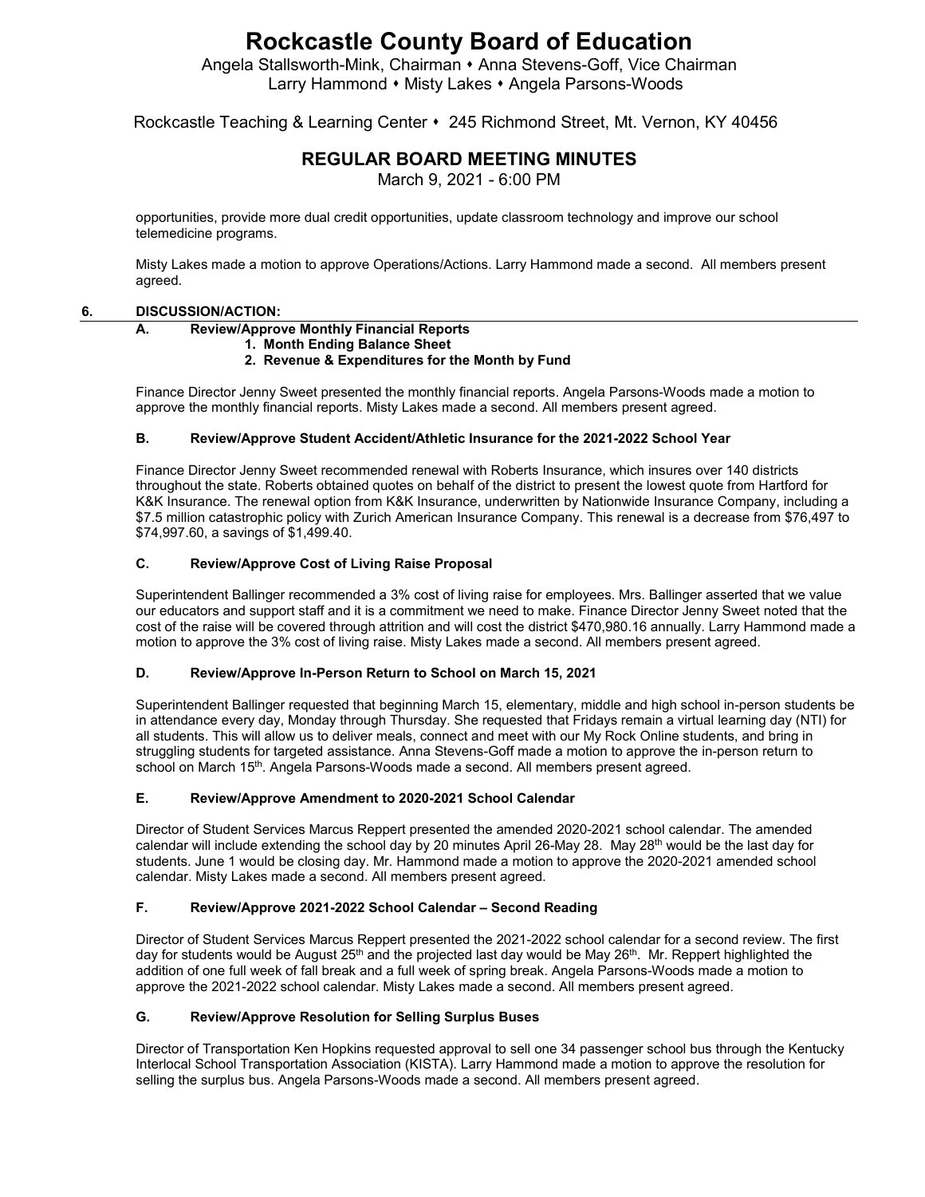opportunities, provide more dual credit opportunities, update classroom technology and improve our school telemedicine programs.

Misty Lakes made a motion to approve Operations/Actions. Larry Hammond made a second. All members present agreed.

## 6. DISCUSSION/ACTION:

### A. Review/Approve Monthly Financial Reports

**1. Month Ending Balance Sheet**

**2. Revenue & Expenditures for the Month by Fund**

Finance Director Jenny Sweet presented the monthly financial reports. Angela Parsons-Woods made a motion to approve the monthly financial reports. Misty Lakes made a second. All members present agreed.

### B. Review/Approve Student Accident/Athletic Insurance for the 2021-2022 School Year

Finance Director Jenny Sweet recommended renewal with Roberts Insurance, which insures over 140 districts throughout the state. Roberts obtained quotes on behalf of the district to present the lowest quote from Hartford for K&K Insurance. The renewal option from K&K Insurance, underwritten by Nationwide Insurance Company, including a $7.5 million catastrophic policy with Zurich American Insurance Company. This renewal is a decrease from $76,497 to $74,997.60, a savings of $1,499.40.

### C. Review/Approve Cost of Living Raise Proposal

Superintendent Ballinger recommended a 3% cost of living raise for employees. Mrs. Ballinger asserted that we value our educators and support staff and it is a commitment we need to make. Finance Director Jenny Sweet noted that the cost of the raise will be covered through attrition and will cost the district $470,980.16 annually. Larry Hammond made a motion to approve the 3% cost of living raise. Misty Lakes made a second. All members present agreed.

### D. Review/Approve In-Person Return to School on March 15, 2021

Superintendent Ballinger requested that beginning March 15, elementary, middle and high school in-person students be in attendance every day, Monday through Thursday. She requested that Fridays remain a virtual learning day (NTI) for all students. This will allow us to deliver meals, connect and meet with our My Rock Online students, and bring in struggling students for targeted assistance. Anna Stevens-Goff made a motion to approve the in-person return to school on March 15th. Angela Parsons-Woods made a second. All members present agreed.

### E. Review/Approve Amendment to 2020-2021 School Calendar

Director of Student Services Marcus Reppert presented the amended 2020-2021 school calendar. The amended calendar will include extending the school day by 20 minutes April 26-May 28. May 28th would be the last day for students. June 1 would be closing day. Mr. Hammond made a motion to approve the 2020-2021 amended school calendar. Misty Lakes made a second. All members present agreed.

### F. Review/Approve 2021-2022 School Calendar – Second Reading

Director of Student Services Marcus Reppert presented the 2021-2022 school calendar for a second review. The first day for students would be August 25th and the projected last day would be May 26th. Mr. Reppert highlighted the addition of one full week of fall break and a full week of spring break. Angela Parsons-Woods made a motion to approve the 2021-2022 school calendar. Misty Lakes made a second. All members present agreed.

### G. Review/Approve Resolution for Selling Surplus Buses

Director of Transportation Ken Hopkins requested approval to sell one 34 passenger school bus through the Kentucky Interlocal School Transportation Association (KISTA). Larry Hammond made a motion to approve the resolution for selling the surplus bus. Angela Parsons-Woods made a second. All members present agreed.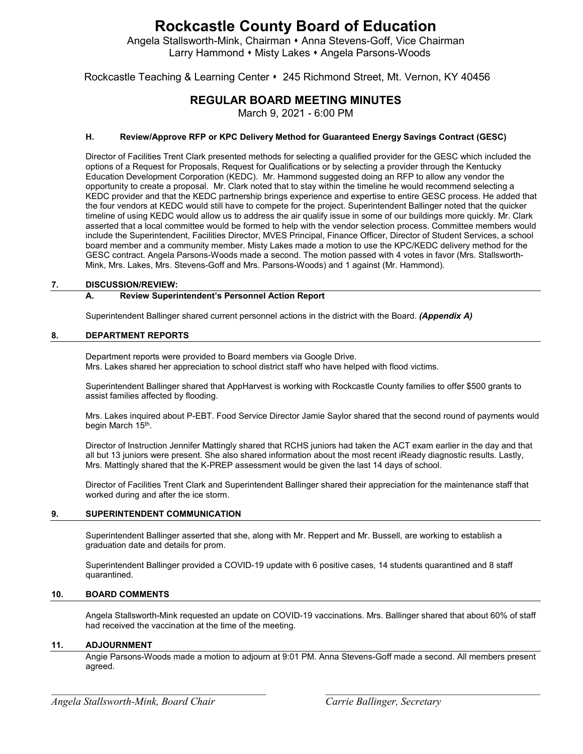# Rockcastle County Board of Education

Angela Stallsworth-Mink, Chairman • Anna Stevens-Goff, Vice Chairman
Larry Hammond • Misty Lakes • Angela Parsons-Woods

Rockcastle Teaching & Learning Center • 245 Richmond Street, Mt. Vernon, KY 40456

## REGULAR BOARD MEETING MINUTES

March 9, 2021 - 6:00 PM

### H. Review/Approve RFP or KPC Delivery Method for Guaranteed Energy Savings Contract (GESC)

Director of Facilities Trent Clark presented methods for selecting a qualified provider for the GESC which included the options of a Request for Proposals, Request for Qualifications or by selecting a provider through the Kentucky Education Development Corporation (KEDC). Mr. Hammond suggested doing an RFP to allow any vendor the opportunity to create a proposal. Mr. Clark noted that to stay within the timeline he would recommend selecting a KEDC provider and that the KEDC partnership brings experience and expertise to entire GESC process. He added that the four vendors at KEDC would still have to compete for the project. Superintendent Ballinger noted that the quicker timeline of using KEDC would allow us to address the air qualify issue in some of our buildings more quickly. Mr. Clark asserted that a local committee would be formed to help with the vendor selection process. Committee members would include the Superintendent, Facilities Director, MVES Principal, Finance Officer, Director of Student Services, a school board member and a community member. Misty Lakes made a motion to use the KPC/KEDC delivery method for the GESC contract. Angela Parsons-Woods made a second. The motion passed with 4 votes in favor (Mrs. Stallsworth-Mink, Mrs. Lakes, Mrs. Stevens-Goff and Mrs. Parsons-Woods) and 1 against (Mr. Hammond).

## 7. DISCUSSION/REVIEW:

### A. Review Superintendent's Personnel Action Report

Superintendent Ballinger shared current personnel actions in the district with the Board. ***(Appendix A)***

## 8. DEPARTMENT REPORTS

Department reports were provided to Board members via Google Drive.
Mrs. Lakes shared her appreciation to school district staff who have helped with flood victims.

Superintendent Ballinger shared that AppHarvest is working with Rockcastle County families to offer $500 grants to assist families affected by flooding.

Mrs. Lakes inquired about P-EBT. Food Service Director Jamie Saylor shared that the second round of payments would begin March 15th.

Director of Instruction Jennifer Mattingly shared that RCHS juniors had taken the ACT exam earlier in the day and that all but 13 juniors were present. She also shared information about the most recent iReady diagnostic results. Lastly, Mrs. Mattingly shared that the K-PREP assessment would be given the last 14 days of school.

Director of Facilities Trent Clark and Superintendent Ballinger shared their appreciation for the maintenance staff that worked during and after the ice storm.

## 9. SUPERINTENDENT COMMUNICATION

Superintendent Ballinger asserted that she, along with Mr. Reppert and Mr. Bussell, are working to establish a graduation date and details for prom.

Superintendent Ballinger provided a COVID-19 update with 6 positive cases, 14 students quarantined and 8 staff quarantined.

## 10. BOARD COMMENTS

Angela Stallsworth-Mink requested an update on COVID-19 vaccinations. Mrs. Ballinger shared that about 60% of staff had received the vaccination at the time of the meeting.

## 11. ADJOURNMENT

Angie Parsons-Woods made a motion to adjourn at 9:01 PM. Anna Stevens-Goff made a second. All members present agreed.

\_\_\_\_\_\_\_\_\_\_\_\_\_\_\_\_\_\_\_\_\_\_\_\_\_\_\_\_\_\_\_\_\_\_\_\_ \_\_\_\_\_\_\_\_\_\_\_\_\_\_\_\_\_\_\_\_\_\_\_\_\_\_\_\_\_\_\_\_\_\_\_\_

*Angela Stallsworth-Mink, Board Chair* *Carrie Ballinger, Secretary*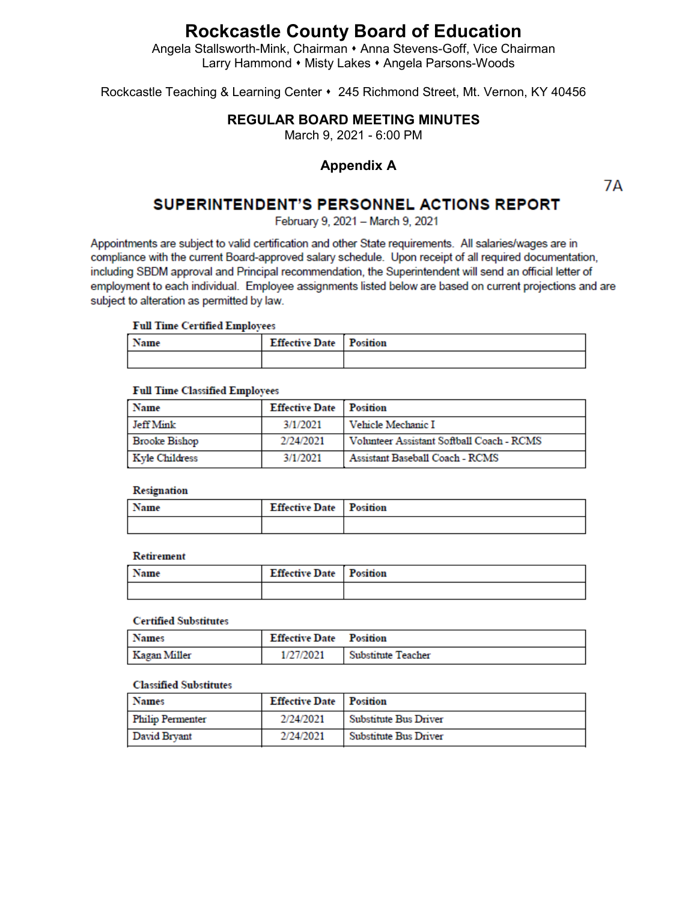# Rockcastle County Board of Education

Angela Stallsworth-Mink, Chairman • Anna Stevens-Goff, Vice Chairman
Larry Hammond • Misty Lakes • Angela Parsons-Woods

Rockcastle Teaching & Learning Center • 245 Richmond Street, Mt. Vernon, KY 40456

## REGULAR BOARD MEETING MINUTES

March 9, 2021 - 6:00 PM

### Appendix A

7A

## SUPERINTENDENT'S PERSONNEL ACTIONS REPORT

February 9, 2021 – March 9, 2021

Appointments are subject to valid certification and other State requirements. All salaries/wages are in compliance with the current Board-approved salary schedule. Upon receipt of all required documentation, including SBDM approval and Principal recommendation, the Superintendent will send an official letter of employment to each individual. Employee assignments listed below are based on current projections and are subject to alteration as permitted by law.

**Full Time Certified Employees**

| Name | Effective Date | Position |
|---|---|---|
| | | |

**Full Time Classified Employees**

| Name | Effective Date | Position |
|---|---|---|
| Jeff Mink | 3/1/2021 | Vehicle Mechanic I |
| Brooke Bishop | 2/24/2021 | Volunteer Assistant Softball Coach - RCMS |
| Kyle Childress | 3/1/2021 | Assistant Baseball Coach - RCMS |

**Resignation**

| Name | Effective Date | Position |
|---|---|---|
| | | |

**Retirement**

| Name | Effective Date | Position |
|---|---|---|
| | | |

**Certified Substitutes**

| Names | Effective Date | Position |
|---|---|---|
| Kagan Miller | 1/27/2021 | Substitute Teacher |

**Classified Substitutes**

| Names | Effective Date | Position |
|---|---|---|
| Philip Permenter | 2/24/2021 | Substitute Bus Driver |
| David Bryant | 2/24/2021 | Substitute Bus Driver |